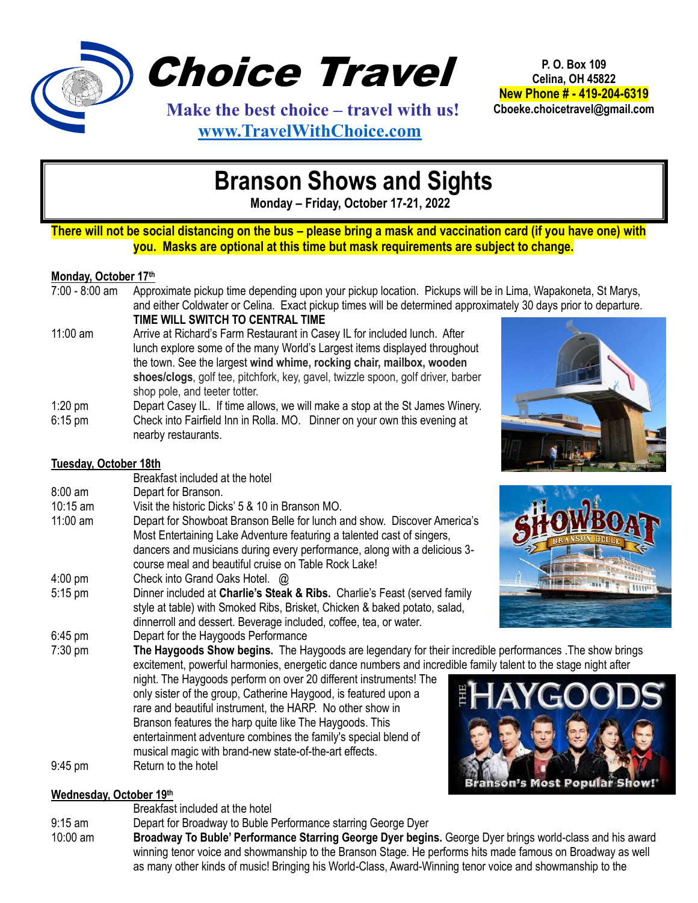# Choice Travel

**Make the best choice – travel with us!**
**www.TravelWithChoice.com**

**P. O. Box 109**
**Celina, OH 45822**
**New Phone # - 419-204-6319**
**Cboeke.choicetravel@gmail.com**

# Branson Shows and Sights

**Monday – Friday, October 17-21, 2022**

**There will not be social distancing on the bus – please bring a mask and vaccination card (if you have one) with you. Masks are optional at this time but mask requirements are subject to change.**

**Monday, October 17th**

7:00 - 8:00 am — Approximate pickup time depending upon your pickup location. Pickups will be in Lima, Wapakoneta, St Marys, and either Coldwater or Celina. Exact pickup times will be determined approximately 30 days prior to departure. **TIME WILL SWITCH TO CENTRAL TIME**

11:00 am — Arrive at Richard's Farm Restaurant in Casey IL for included lunch. After lunch explore some of the many World's Largest items displayed throughout the town. See the largest **wind whime, rocking chair, mailbox, wooden shoes/clogs**, golf tee, pitchfork, key, gavel, twizzle spoon, golf driver, barber shop pole, and teeter totter.

1:20 pm — Depart Casey IL. If time allows, we will make a stop at the St James Winery.

6:15 pm — Check into Fairfield Inn in Rolla. MO. Dinner on your own this evening at nearby restaurants.

**Tuesday, October 18th**

Breakfast included at the hotel

8:00 am — Depart for Branson.

10:15 am — Visit the historic Dicks' 5 & 10 in Branson MO.

11:00 am — Depart for Showboat Branson Belle for lunch and show. Discover America's Most Entertaining Lake Adventure featuring a talented cast of singers, dancers and musicians during every performance, along with a delicious 3-course meal and beautiful cruise on Table Rock Lake!

4:00 pm — Check into Grand Oaks Hotel. @

5:15 pm — Dinner included at **Charlie's Steak & Ribs.** Charlie's Feast (served family style at table) with Smoked Ribs, Brisket, Chicken & baked potato, salad, dinnerroll and dessert. Beverage included, coffee, tea, or water.

6:45 pm — Depart for the Haygoods Performance

7:30 pm — **The Haygoods Show begins.** The Haygoods are legendary for their incredible performances .The show brings excitement, powerful harmonies, energetic dance numbers and incredible family talent to the stage night after night. The Haygoods perform on over 20 different instruments! The only sister of the group, Catherine Haygood, is featured upon a rare and beautiful instrument, the HARP. No other show in Branson features the harp quite like The Haygoods. This entertainment adventure combines the family's special blend of musical magic with brand-new state-of-the-art effects.

9:45 pm — Return to the hotel

**Wednesday, October 19th**

Breakfast included at the hotel

9:15 am — Depart for Broadway to Buble Performance starring George Dyer

10:00 am — **Broadway To Buble' Performance Starring George Dyer begins.** George Dyer brings world-class and his award winning tenor voice and showmanship to the Branson Stage. He performs hits made famous on Broadway as well as many other kinds of music! Bringing his World-Class, Award-Winning tenor voice and showmanship to the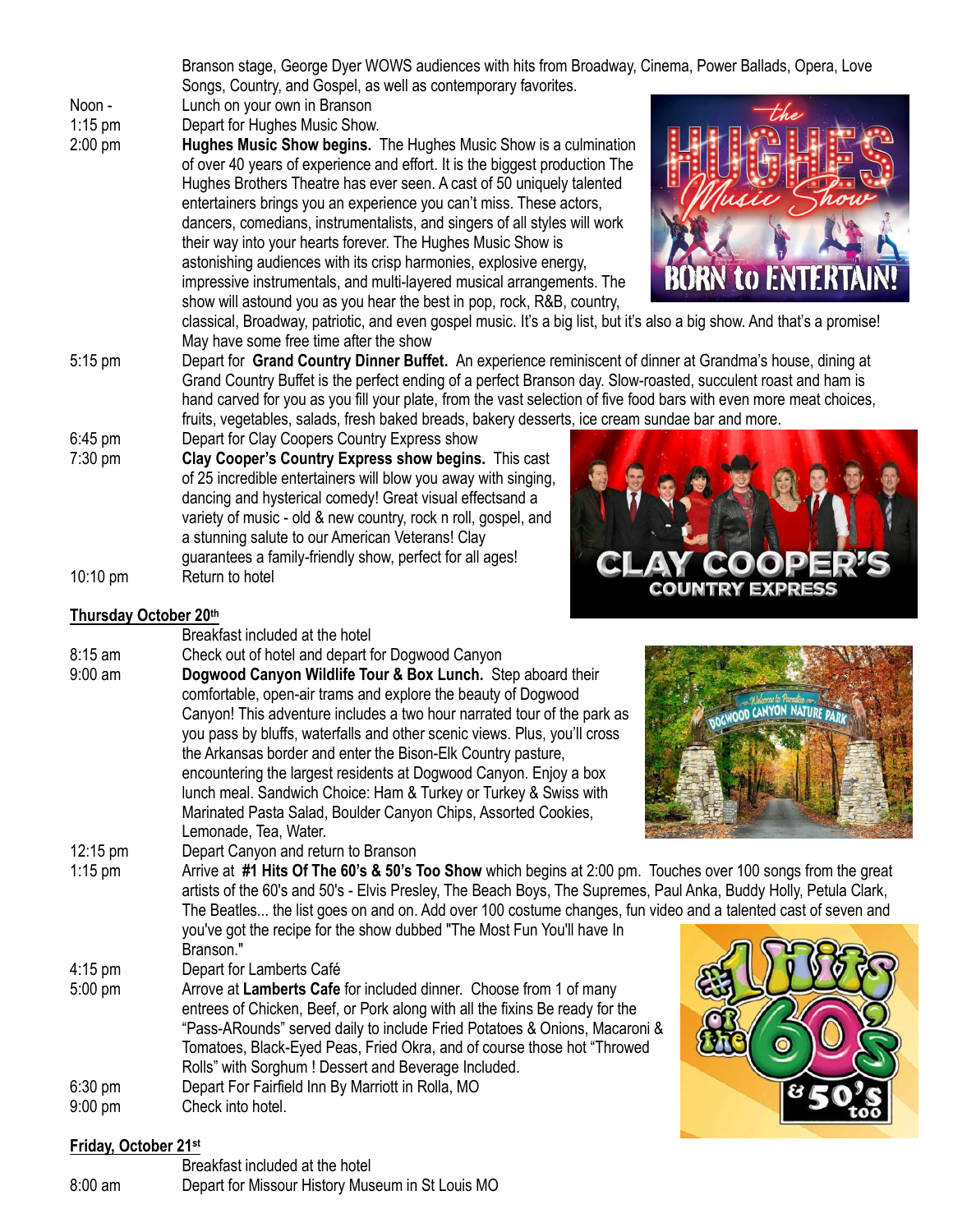Branson stage, George Dyer WOWS audiences with hits from Broadway, Cinema, Power Ballads, Opera, Love Songs, Country, and Gospel, as well as contemporary favorites.

Noon - Lunch on your own in Branson

1:15 pm Depart for Hughes Music Show.

2:00 pm **Hughes Music Show begins.** The Hughes Music Show is a culmination of over 40 years of experience and effort. It is the biggest production The Hughes Brothers Theatre has ever seen. A cast of 50 uniquely talented entertainers brings you an experience you can't miss. These actors, dancers, comedians, instrumentalists, and singers of all styles will work their way into your hearts forever. The Hughes Music Show is astonishing audiences with its crisp harmonies, explosive energy, impressive instrumentals, and multi-layered musical arrangements. The show will astound you as you hear the best in pop, rock, R&B, country, classical, Broadway, patriotic, and even gospel music. It's a big list, but it's also a big show. And that's a promise! May have some free time after the show

5:15 pm Depart for **Grand Country Dinner Buffet.** An experience reminiscent of dinner at Grandma's house, dining at Grand Country Buffet is the perfect ending of a perfect Branson day. Slow-roasted, succulent roast and ham is hand carved for you as you fill your plate, from the vast selection of five food bars with even more meat choices, fruits, vegetables, salads, fresh baked breads, bakery desserts, ice cream sundae bar and more.

6:45 pm Depart for Clay Coopers Country Express show

7:30 pm **Clay Cooper's Country Express show begins.** This cast of 25 incredible entertainers will blow you away with singing, dancing and hysterical comedy! Great visual effectsand a variety of music - old & new country, rock n roll, gospel, and a stunning salute to our American Veterans! Clay guarantees a family-friendly show, perfect for all ages!

10:10 pm Return to hotel

**Thursday October 20th**

Breakfast included at the hotel

8:15 am Check out of hotel and depart for Dogwood Canyon

9:00 am **Dogwood Canyon Wildlife Tour & Box Lunch.** Step aboard their comfortable, open-air trams and explore the beauty of Dogwood Canyon! This adventure includes a two hour narrated tour of the park as you pass by bluffs, waterfalls and other scenic views. Plus, you'll cross the Arkansas border and enter the Bison-Elk Country pasture, encountering the largest residents at Dogwood Canyon. Enjoy a box lunch meal. Sandwich Choice: Ham & Turkey or Turkey & Swiss with Marinated Pasta Salad, Boulder Canyon Chips, Assorted Cookies, Lemonade, Tea, Water.

12:15 pm Depart Canyon and return to Branson

1:15 pm Arrive at **#1 Hits Of The 60's & 50's Too Show** which begins at 2:00 pm. Touches over 100 songs from the great artists of the 60's and 50's - Elvis Presley, The Beach Boys, The Supremes, Paul Anka, Buddy Holly, Petula Clark, The Beatles... the list goes on and on. Add over 100 costume changes, fun video and a talented cast of seven and you've got the recipe for the show dubbed "The Most Fun You'll have In Branson."

4:15 pm Depart for Lamberts Café

5:00 pm Arrove at **Lamberts Cafe** for included dinner. Choose from 1 of many entrees of Chicken, Beef, or Pork along with all the fixins Be ready for the "Pass-ARounds" served daily to include Fried Potatoes & Onions, Macaroni & Tomatoes, Black-Eyed Peas, Fried Okra, and of course those hot "Throwed Rolls" with Sorghum ! Dessert and Beverage Included.

6:30 pm Depart For Fairfield Inn By Marriott in Rolla, MO

9:00 pm Check into hotel.

**Friday, October 21st**

Breakfast included at the hotel

8:00 am Depart for Missour History Museum in St Louis MO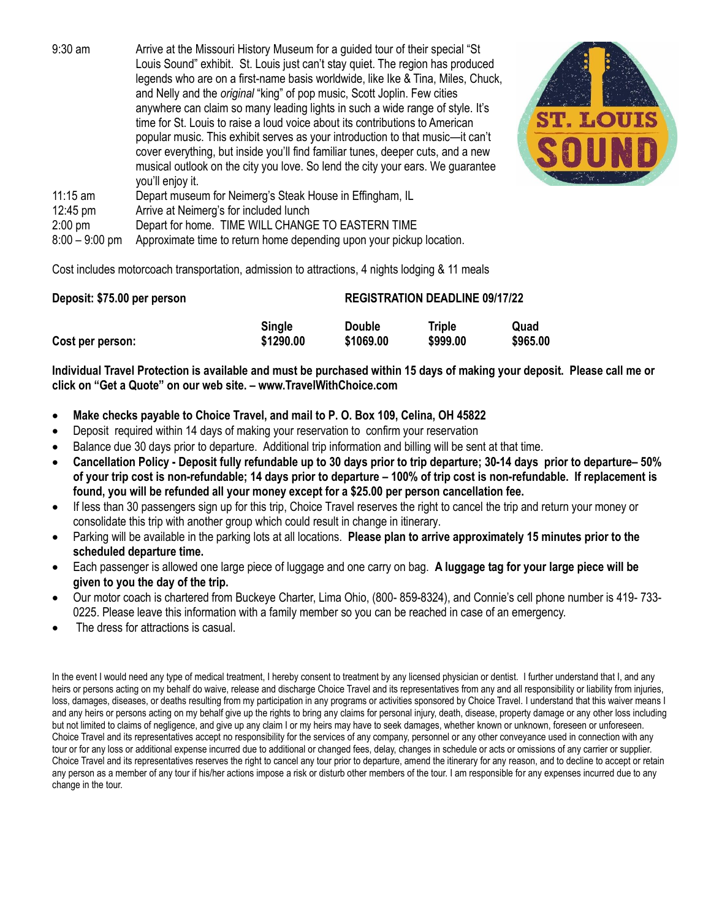| | |
|---|---|
| 9:30 am | Arrive at the Missouri History Museum for a guided tour of their special "St Louis Sound" exhibit. St. Louis just can't stay quiet. The region has produced legends who are on a first-name basis worldwide, like Ike & Tina, Miles, Chuck, and Nelly and the *original* "king" of pop music, Scott Joplin. Few cities anywhere can claim so many leading lights in such a wide range of style. It's time for St. Louis to raise a loud voice about its contributions to American popular music. This exhibit serves as your introduction to that music—it can't cover everything, but inside you'll find familiar tunes, deeper cuts, and a new musical outlook on the city you love. So lend the city your ears. We guarantee you'll enjoy it. |
| 11:15 am | Depart museum for Neimerg's Steak House in Effingham, IL |
| 12:45 pm | Arrive at Neimerg's for included lunch |
| 2:00 pm | Depart for home. TIME WILL CHANGE TO EASTERN TIME |
| 8:00 – 9:00 pm | Approximate time to return home depending upon your pickup location. |

Cost includes motorcoach transportation, admission to attractions, 4 nights lodging & 11 meals

**Deposit: $75.00 per person** **REGISTRATION DEADLINE 09/17/22**

| | Single | Double | Triple | Quad |
|---|---|---|---|---|
| **Cost per person:** | **$1290.00** | **$1069.00** | **$999.00** | **$965.00** |

**Individual Travel Protection is available and must be purchased within 15 days of making your deposit. Please call me or click on "Get a Quote" on our web site. – www.TravelWithChoice.com**

- **Make checks payable to Choice Travel, and mail to P. O. Box 109, Celina, OH 45822**
- Deposit required within 14 days of making your reservation to confirm your reservation
- Balance due 30 days prior to departure. Additional trip information and billing will be sent at that time.
- **Cancellation Policy - Deposit fully refundable up to 30 days prior to trip departure; 30-14 days prior to departure– 50% of your trip cost is non-refundable; 14 days prior to departure – 100% of trip cost is non-refundable. If replacement is found, you will be refunded all your money except for a $25.00 per person cancellation fee.**
- If less than 30 passengers sign up for this trip, Choice Travel reserves the right to cancel the trip and return your money or consolidate this trip with another group which could result in change in itinerary.
- Parking will be available in the parking lots at all locations. **Please plan to arrive approximately 15 minutes prior to the scheduled departure time.**
- Each passenger is allowed one large piece of luggage and one carry on bag. **A luggage tag for your large piece will be given to you the day of the trip.**
- Our motor coach is chartered from Buckeye Charter, Lima Ohio, (800- 859-8324), and Connie's cell phone number is 419- 733-0225. Please leave this information with a family member so you can be reached in case of an emergency.
- The dress for attractions is casual.

In the event I would need any type of medical treatment, I hereby consent to treatment by any licensed physician or dentist. I further understand that I, and any heirs or persons acting on my behalf do waive, release and discharge Choice Travel and its representatives from any and all responsibility or liability from injuries, loss, damages, diseases, or deaths resulting from my participation in any programs or activities sponsored by Choice Travel. I understand that this waiver means I and any heirs or persons acting on my behalf give up the rights to bring any claims for personal injury, death, disease, property damage or any other loss including but not limited to claims of negligence, and give up any claim I or my heirs may have to seek damages, whether known or unknown, foreseen or unforeseen. Choice Travel and its representatives accept no responsibility for the services of any company, personnel or any other conveyance used in connection with any tour or for any loss or additional expense incurred due to additional or changed fees, delay, changes in schedule or acts or omissions of any carrier or supplier. Choice Travel and its representatives reserves the right to cancel any tour prior to departure, amend the itinerary for any reason, and to decline to accept or retain any person as a member of any tour if his/her actions impose a risk or disturb other members of the tour. I am responsible for any expenses incurred due to any change in the tour.